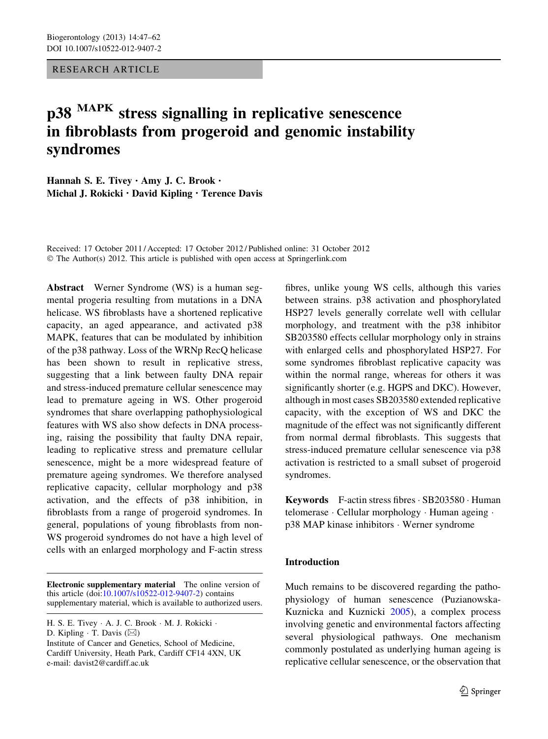RESEARCH ARTICLE

# p38 $^{MAPK}$ stress signalling in replicative senescence in fibroblasts from progeroid and genomic instability syndromes

**Hannah S. E. Tivey · Amy J. C. Brook · Michal J. Rokicki · David Kipling · Terence Davis**

Received: 17 October 2011 / Accepted: 17 October 2012 / Published online: 31 October 2012
© The Author(s) 2012. This article is published with open access at Springerlink.com

**Abstract** Werner Syndrome (WS) is a human segmental progeria resulting from mutations in a DNA helicase. WS fibroblasts have a shortened replicative capacity, an aged appearance, and activated p38 MAPK, features that can be modulated by inhibition of the p38 pathway. Loss of the WRNp RecQ helicase has been shown to result in replicative stress, suggesting that a link between faulty DNA repair and stress-induced premature cellular senescence may lead to premature ageing in WS. Other progeroid syndromes that share overlapping pathophysiological features with WS also show defects in DNA processing, raising the possibility that faulty DNA repair, leading to replicative stress and premature cellular senescence, might be a more widespread feature of premature ageing syndromes. We therefore analysed replicative capacity, cellular morphology and p38 activation, and the effects of p38 inhibition, in fibroblasts from a range of progeroid syndromes. In general, populations of young fibroblasts from non-WS progeroid syndromes do not have a high level of cells with an enlarged morphology and F-actin stress fibres, unlike young WS cells, although this varies between strains. p38 activation and phosphorylated HSP27 levels generally correlate well with cellular morphology, and treatment with the p38 inhibitor SB203580 effects cellular morphology only in strains with enlarged cells and phosphorylated HSP27. For some syndromes fibroblast replicative capacity was within the normal range, whereas for others it was significantly shorter (e.g. HGPS and DKC). However, although in most cases SB203580 extended replicative capacity, with the exception of WS and DKC the magnitude of the effect was not significantly different from normal dermal fibroblasts. This suggests that stress-induced premature cellular senescence via p38 activation is restricted to a small subset of progeroid syndromes.

**Keywords** F-actin stress fibres · SB203580 · Human telomerase · Cellular morphology · Human ageing · p38 MAP kinase inhibitors · Werner syndrome

**Electronic supplementary material** The online version of this article (doi:10.1007/s10522-012-9407-2) contains supplementary material, which is available to authorized users.

H. S. E. Tivey · A. J. C. Brook · M. J. Rokicki · D. Kipling · T. Davis (✉)
Institute of Cancer and Genetics, School of Medicine, Cardiff University, Heath Park, Cardiff CF14 4XN, UK
e-mail: davist2@cardiff.ac.uk

## Introduction

Much remains to be discovered regarding the pathophysiology of human senescence (Puzianowska-Kuznicka and Kuznicki 2005), a complex process involving genetic and environmental factors affecting several physiological pathways. One mechanism commonly postulated as underlying human ageing is replicative cellular senescence, or the observation that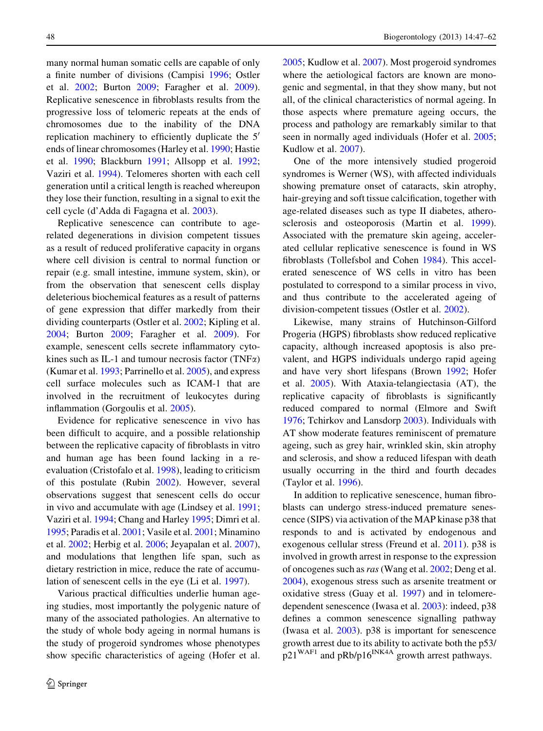many normal human somatic cells are capable of only a finite number of divisions (Campisi 1996; Ostler et al. 2002; Burton 2009; Faragher et al. 2009). Replicative senescence in fibroblasts results from the progressive loss of telomeric repeats at the ends of chromosomes due to the inability of the DNA replication machinery to efficiently duplicate the 5′ ends of linear chromosomes (Harley et al. 1990; Hastie et al. 1990; Blackburn 1991; Allsopp et al. 1992; Vaziri et al. 1994). Telomeres shorten with each cell generation until a critical length is reached whereupon they lose their function, resulting in a signal to exit the cell cycle (d'Adda di Fagagna et al. 2003).

Replicative senescence can contribute to age-related degenerations in division competent tissues as a result of reduced proliferative capacity in organs where cell division is central to normal function or repair (e.g. small intestine, immune system, skin), or from the observation that senescent cells display deleterious biochemical features as a result of patterns of gene expression that differ markedly from their dividing counterparts (Ostler et al. 2002; Kipling et al. 2004; Burton 2009; Faragher et al. 2009). For example, senescent cells secrete inflammatory cytokines such as IL-1 and tumour necrosis factor (TNFα) (Kumar et al. 1993; Parrinello et al. 2005), and express cell surface molecules such as ICAM-1 that are involved in the recruitment of leukocytes during inflammation (Gorgoulis et al. 2005).

Evidence for replicative senescence in vivo has been difficult to acquire, and a possible relationship between the replicative capacity of fibroblasts in vitro and human age has been found lacking in a re-evaluation (Cristofalo et al. 1998), leading to criticism of this postulate (Rubin 2002). However, several observations suggest that senescent cells do occur in vivo and accumulate with age (Lindsey et al. 1991; Vaziri et al. 1994; Chang and Harley 1995; Dimri et al. 1995; Paradis et al. 2001; Vasile et al. 2001; Minamino et al. 2002; Herbig et al. 2006; Jeyapalan et al. 2007), and modulations that lengthen life span, such as dietary restriction in mice, reduce the rate of accumulation of senescent cells in the eye (Li et al. 1997).

Various practical difficulties underlie human ageing studies, most importantly the polygenic nature of many of the associated pathologies. An alternative to the study of whole body ageing in normal humans is the study of progeroid syndromes whose phenotypes show specific characteristics of ageing (Hofer et al. 2005; Kudlow et al. 2007). Most progeroid syndromes where the aetiological factors are known are monogenic and segmental, in that they show many, but not all, of the clinical characteristics of normal ageing. In those aspects where premature ageing occurs, the process and pathology are remarkably similar to that seen in normally aged individuals (Hofer et al. 2005; Kudlow et al. 2007).

One of the more intensively studied progeroid syndromes is Werner (WS), with affected individuals showing premature onset of cataracts, skin atrophy, hair-greying and soft tissue calcification, together with age-related diseases such as type II diabetes, atherosclerosis and osteoporosis (Martin et al. 1999). Associated with the premature skin ageing, accelerated cellular replicative senescence is found in WS fibroblasts (Tollefsbol and Cohen 1984). This accelerated senescence of WS cells in vitro has been postulated to correspond to a similar process in vivo, and thus contribute to the accelerated ageing of division-competent tissues (Ostler et al. 2002).

Likewise, many strains of Hutchinson-Gilford Progeria (HGPS) fibroblasts show reduced replicative capacity, although increased apoptosis is also prevalent, and HGPS individuals undergo rapid ageing and have very short lifespans (Brown 1992; Hofer et al. 2005). With Ataxia-telangiectasia (AT), the replicative capacity of fibroblasts is significantly reduced compared to normal (Elmore and Swift 1976; Tchirkov and Lansdorp 2003). Individuals with AT show moderate features reminiscent of premature ageing, such as grey hair, wrinkled skin, skin atrophy and sclerosis, and show a reduced lifespan with death usually occurring in the third and fourth decades (Taylor et al. 1996).

In addition to replicative senescence, human fibroblasts can undergo stress-induced premature senescence (SIPS) via activation of the MAP kinase p38 that responds to and is activated by endogenous and exogenous cellular stress (Freund et al. 2011). p38 is involved in growth arrest in response to the expression of oncogenes such as *ras* (Wang et al. 2002; Deng et al. 2004), exogenous stress such as arsenite treatment or oxidative stress (Guay et al. 1997) and in telomere-dependent senescence (Iwasa et al. 2003): indeed, p38 defines a common senescence signalling pathway (Iwasa et al. 2003). p38 is important for senescence growth arrest due to its ability to activate both the p53/p21$^{WAF1}$ and pRb/p16$^{INK4A}$ growth arrest pathways.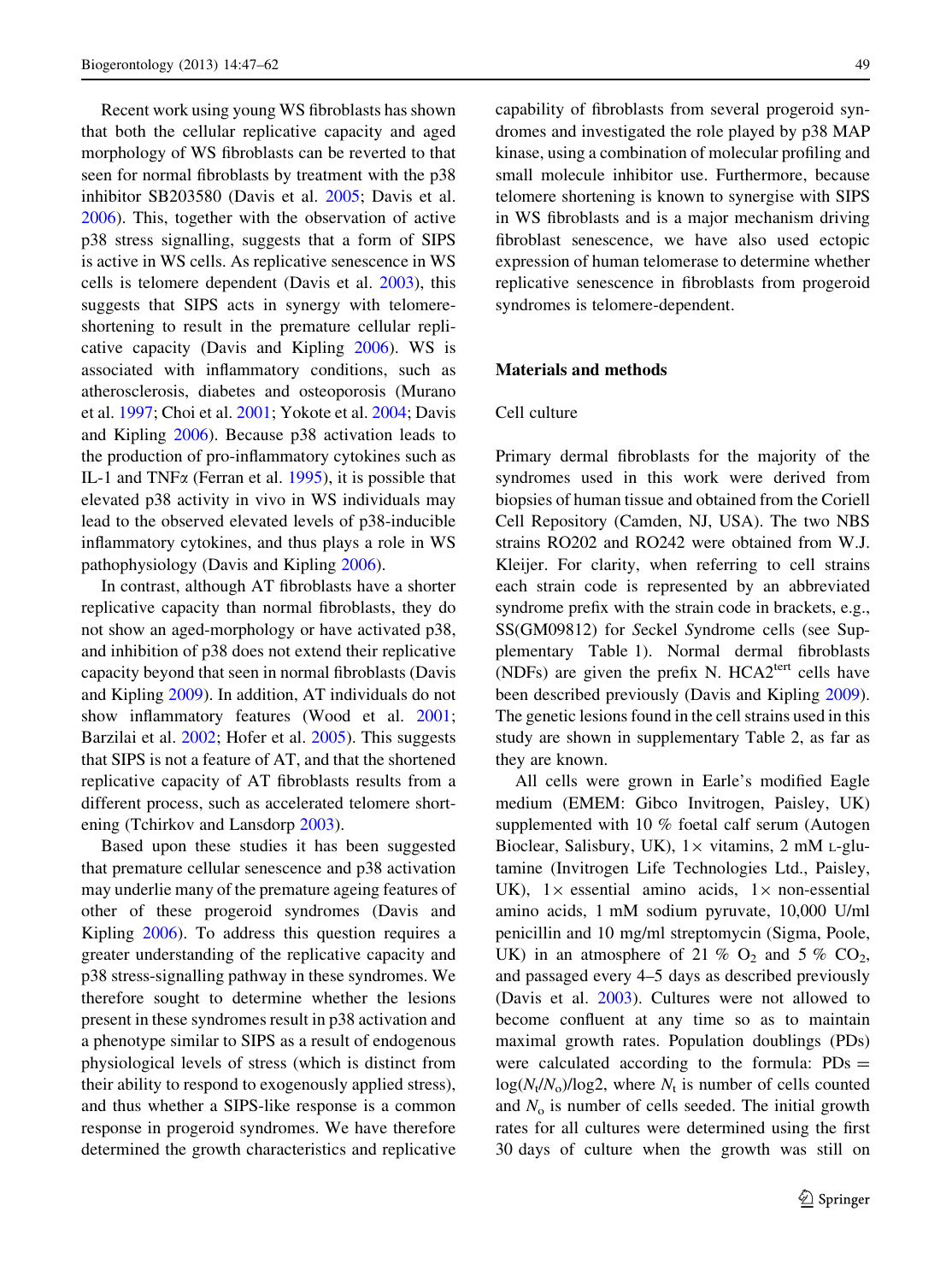Recent work using young WS fibroblasts has shown that both the cellular replicative capacity and aged morphology of WS fibroblasts can be reverted to that seen for normal fibroblasts by treatment with the p38 inhibitor SB203580 (Davis et al. 2005; Davis et al. 2006). This, together with the observation of active p38 stress signalling, suggests that a form of SIPS is active in WS cells. As replicative senescence in WS cells is telomere dependent (Davis et al. 2003), this suggests that SIPS acts in synergy with telomere-shortening to result in the premature cellular replicative capacity (Davis and Kipling 2006). WS is associated with inflammatory conditions, such as atherosclerosis, diabetes and osteoporosis (Murano et al. 1997; Choi et al. 2001; Yokote et al. 2004; Davis and Kipling 2006). Because p38 activation leads to the production of pro-inflammatory cytokines such as IL-1 and TNFα (Ferran et al. 1995), it is possible that elevated p38 activity in vivo in WS individuals may lead to the observed elevated levels of p38-inducible inflammatory cytokines, and thus plays a role in WS pathophysiology (Davis and Kipling 2006).

In contrast, although AT fibroblasts have a shorter replicative capacity than normal fibroblasts, they do not show an aged-morphology or have activated p38, and inhibition of p38 does not extend their replicative capacity beyond that seen in normal fibroblasts (Davis and Kipling 2009). In addition, AT individuals do not show inflammatory features (Wood et al. 2001; Barzilai et al. 2002; Hofer et al. 2005). This suggests that SIPS is not a feature of AT, and that the shortened replicative capacity of AT fibroblasts results from a different process, such as accelerated telomere shortening (Tchirkov and Lansdorp 2003).

Based upon these studies it has been suggested that premature cellular senescence and p38 activation may underlie many of the premature ageing features of other of these progeroid syndromes (Davis and Kipling 2006). To address this question requires a greater understanding of the replicative capacity and p38 stress-signalling pathway in these syndromes. We therefore sought to determine whether the lesions present in these syndromes result in p38 activation and a phenotype similar to SIPS as a result of endogenous physiological levels of stress (which is distinct from their ability to respond to exogenously applied stress), and thus whether a SIPS-like response is a common response in progeroid syndromes. We have therefore determined the growth characteristics and replicative capability of fibroblasts from several progeroid syndromes and investigated the role played by p38 MAP kinase, using a combination of molecular profiling and small molecule inhibitor use. Furthermore, because telomere shortening is known to synergise with SIPS in WS fibroblasts and is a major mechanism driving fibroblast senescence, we have also used ectopic expression of human telomerase to determine whether replicative senescence in fibroblasts from progeroid syndromes is telomere-dependent.

## Materials and methods

### Cell culture

Primary dermal fibroblasts for the majority of the syndromes used in this work were derived from biopsies of human tissue and obtained from the Coriell Cell Repository (Camden, NJ, USA). The two NBS strains RO202 and RO242 were obtained from W.J. Kleijer. For clarity, when referring to cell strains each strain code is represented by an abbreviated syndrome prefix with the strain code in brackets, e.g., SS(GM09812) for *S*eckel *S*yndrome cells (see Supplementary Table 1). Normal dermal fibroblasts (NDFs) are given the prefix N. HCA2[tert] cells have been described previously (Davis and Kipling 2009). The genetic lesions found in the cell strains used in this study are shown in supplementary Table 2, as far as they are known.

All cells were grown in Earle's modified Eagle medium (EMEM: Gibco Invitrogen, Paisley, UK) supplemented with 10 % foetal calf serum (Autogen Bioclear, Salisbury, UK), 1× vitamins, 2 mM L-glutamine (Invitrogen Life Technologies Ltd., Paisley, UK), 1× essential amino acids, 1× non-essential amino acids, 1 mM sodium pyruvate, 10,000 U/ml penicillin and 10 mg/ml streptomycin (Sigma, Poole, UK) in an atmosphere of 21 % $O_2$ and 5 % $CO_2$, and passaged every 4–5 days as described previously (Davis et al. 2003). Cultures were not allowed to become confluent at any time so as to maintain maximal growth rates. Population doublings (PDs) were calculated according to the formula: PDs = $\log(N_t/N_o)/\log2$, where $N_t$ is number of cells counted and $N_o$ is number of cells seeded. The initial growth rates for all cultures were determined using the first 30 days of culture when the growth was still on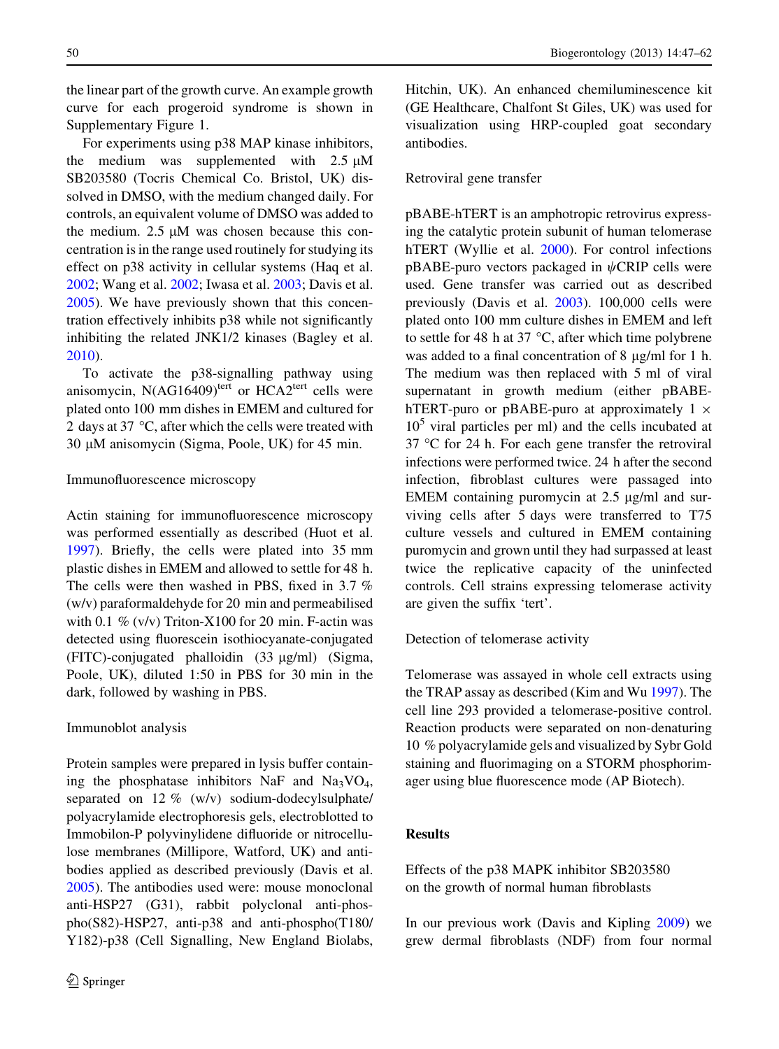the linear part of the growth curve. An example growth curve for each progeroid syndrome is shown in Supplementary Figure 1.

For experiments using p38 MAP kinase inhibitors, the medium was supplemented with 2.5 μM SB203580 (Tocris Chemical Co. Bristol, UK) dissolved in DMSO, with the medium changed daily. For controls, an equivalent volume of DMSO was added to the medium. 2.5 μM was chosen because this concentration is in the range used routinely for studying its effect on p38 activity in cellular systems (Haq et al. 2002; Wang et al. 2002; Iwasa et al. 2003; Davis et al. 2005). We have previously shown that this concentration effectively inhibits p38 while not significantly inhibiting the related JNK1/2 kinases (Bagley et al. 2010).

To activate the p38-signalling pathway using anisomycin, N(AG16409)$^{tert}$ or HCA2$^{tert}$ cells were plated onto 100 mm dishes in EMEM and cultured for 2 days at 37 °C, after which the cells were treated with 30 μM anisomycin (Sigma, Poole, UK) for 45 min.

### Immunofluorescence microscopy

Actin staining for immunofluorescence microscopy was performed essentially as described (Huot et al. 1997). Briefly, the cells were plated into 35 mm plastic dishes in EMEM and allowed to settle for 48 h. The cells were then washed in PBS, fixed in 3.7 % (w/v) paraformaldehyde for 20 min and permeabilised with 0.1 % (v/v) Triton-X100 for 20 min. F-actin was detected using fluorescein isothiocyanate-conjugated (FITC)-conjugated phalloidin (33 μg/ml) (Sigma, Poole, UK), diluted 1:50 in PBS for 30 min in the dark, followed by washing in PBS.

### Immunoblot analysis

Protein samples were prepared in lysis buffer containing the phosphatase inhibitors NaF and $Na_3VO_4$, separated on 12 % (w/v) sodium-dodecylsulphate/polyacrylamide electrophoresis gels, electroblotted to Immobilon-P polyvinylidene difluoride or nitrocellulose membranes (Millipore, Watford, UK) and antibodies applied as described previously (Davis et al. 2005). The antibodies used were: mouse monoclonal anti-HSP27 (G31), rabbit polyclonal anti-phospho(S82)-HSP27, anti-p38 and anti-phospho(T180/Y182)-p38 (Cell Signalling, New England Biolabs, Hitchin, UK). An enhanced chemiluminescence kit (GE Healthcare, Chalfont St Giles, UK) was used for visualization using HRP-coupled goat secondary antibodies.

### Retroviral gene transfer

pBABE-hTERT is an amphotropic retrovirus expressing the catalytic protein subunit of human telomerase hTERT (Wyllie et al. 2000). For control infections pBABE-puro vectors packaged in ψCRIP cells were used. Gene transfer was carried out as described previously (Davis et al. 2003). 100,000 cells were plated onto 100 mm culture dishes in EMEM and left to settle for 48 h at 37 °C, after which time polybrene was added to a final concentration of 8 μg/ml for 1 h. The medium was then replaced with 5 ml of viral supernatant in growth medium (either pBABE-hTERT-puro or pBABE-puro at approximately $1 \times 10^5$ viral particles per ml) and the cells incubated at 37 °C for 24 h. For each gene transfer the retroviral infections were performed twice. 24 h after the second infection, fibroblast cultures were passaged into EMEM containing puromycin at 2.5 μg/ml and surviving cells after 5 days were transferred to T75 culture vessels and cultured in EMEM containing puromycin and grown until they had surpassed at least twice the replicative capacity of the uninfected controls. Cell strains expressing telomerase activity are given the suffix 'tert'.

### Detection of telomerase activity

Telomerase was assayed in whole cell extracts using the TRAP assay as described (Kim and Wu 1997). The cell line 293 provided a telomerase-positive control. Reaction products were separated on non-denaturing 10 % polyacrylamide gels and visualized by Sybr Gold staining and fluorimaging on a STORM phosphorimager using blue fluorescence mode (AP Biotech).

## Results

### Effects of the p38 MAPK inhibitor SB203580 on the growth of normal human fibroblasts

In our previous work (Davis and Kipling 2009) we grew dermal fibroblasts (NDF) from four normal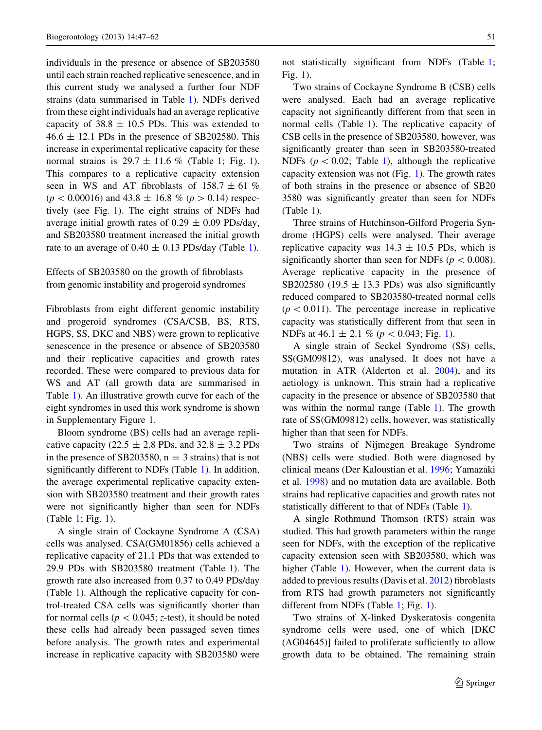individuals in the presence or absence of SB203580 until each strain reached replicative senescence, and in this current study we analysed a further four NDF strains (data summarised in Table 1). NDFs derived from these eight individuals had an average replicative capacity of $38.8 \pm 10.5$ PDs. This was extended to $46.6 \pm 12.1$ PDs in the presence of SB202580. This increase in experimental replicative capacity for these normal strains is $29.7 \pm 11.6$ % (Table 1; Fig. 1). This compares to a replicative capacity extension seen in WS and AT fibroblasts of $158.7 \pm 61$ % ($p < 0.00016$) and $43.8 \pm 16.8$ % ($p > 0.14$) respectively (see Fig. 1). The eight strains of NDFs had average initial growth rates of $0.29 \pm 0.09$ PDs/day, and SB203580 treatment increased the initial growth rate to an average of $0.40 \pm 0.13$ PDs/day (Table 1).

Effects of SB203580 on the growth of fibroblasts from genomic instability and progeroid syndromes

Fibroblasts from eight different genomic instability and progeroid syndromes (CSA/CSB, BS, RTS, HGPS, SS, DKC and NBS) were grown to replicative senescence in the presence or absence of SB203580 and their replicative capacities and growth rates recorded. These were compared to previous data for WS and AT (all growth data are summarised in Table 1). An illustrative growth curve for each of the eight syndromes in used this work syndrome is shown in Supplementary Figure 1.

Bloom syndrome (BS) cells had an average replicative capacity ($22.5 \pm 2.8$ PDs, and $32.8 \pm 3.2$ PDs in the presence of SB203580, $n = 3$ strains) that is not significantly different to NDFs (Table 1). In addition, the average experimental replicative capacity extension with SB203580 treatment and their growth rates were not significantly higher than seen for NDFs (Table 1; Fig. 1).

A single strain of Cockayne Syndrome A (CSA) cells was analysed. CSA(GM01856) cells achieved a replicative capacity of 21.1 PDs that was extended to 29.9 PDs with SB203580 treatment (Table 1). The growth rate also increased from 0.37 to 0.49 PDs/day (Table 1). Although the replicative capacity for control-treated CSA cells was significantly shorter than for normal cells ($p < 0.045$; *z*-test), it should be noted these cells had already been passaged seven times before analysis. The growth rates and experimental increase in replicative capacity with SB203580 were not statistically significant from NDFs (Table 1; Fig. 1).

Two strains of Cockayne Syndrome B (CSB) cells were analysed. Each had an average replicative capacity not significantly different from that seen in normal cells (Table 1). The replicative capacity of CSB cells in the presence of SB203580, however, was significantly greater than seen in SB203580-treated NDFs ($p < 0.02$; Table 1), although the replicative capacity extension was not (Fig. 1). The growth rates of both strains in the presence or absence of SB20 3580 was significantly greater than seen for NDFs (Table 1).

Three strains of Hutchinson-Gilford Progeria Syndrome (HGPS) cells were analysed. Their average replicative capacity was $14.3 \pm 10.5$ PDs, which is significantly shorter than seen for NDFs ($p < 0.008$). Average replicative capacity in the presence of SB202580 ($19.5 \pm 13.3$ PDs) was also significantly reduced compared to SB203580-treated normal cells ($p < 0.011$). The percentage increase in replicative capacity was statistically different from that seen in NDFs at $46.1 \pm 2.1$ % ($p < 0.043$; Fig. 1).

A single strain of Seckel Syndrome (SS) cells, SS(GM09812), was analysed. It does not have a mutation in ATR (Alderton et al. 2004), and its aetiology is unknown. This strain had a replicative capacity in the presence or absence of SB203580 that was within the normal range (Table 1). The growth rate of SS(GM09812) cells, however, was statistically higher than that seen for NDFs.

Two strains of Nijmegen Breakage Syndrome (NBS) cells were studied. Both were diagnosed by clinical means (Der Kaloustian et al. 1996; Yamazaki et al. 1998) and no mutation data are available. Both strains had replicative capacities and growth rates not statistically different to that of NDFs (Table 1).

A single Rothmund Thomson (RTS) strain was studied. This had growth parameters within the range seen for NDFs, with the exception of the replicative capacity extension seen with SB203580, which was higher (Table 1). However, when the current data is added to previous results (Davis et al. 2012) fibroblasts from RTS had growth parameters not significantly different from NDFs (Table 1; Fig. 1).

Two strains of X-linked Dyskeratosis congenita syndrome cells were used, one of which [DKC (AG04645)] failed to proliferate sufficiently to allow growth data to be obtained. The remaining strain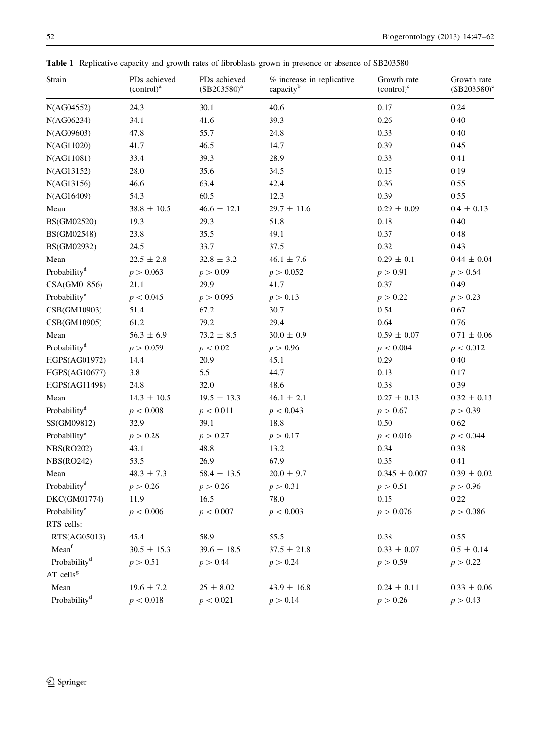**Table 1** Replicative capacity and growth rates of fibroblasts grown in presence or absence of SB203580

| Strain | PDs achieved (control)[a] | PDs achieved (SB203580)[a] | % increase in replicative capacity[b] | Growth rate (control)[c] | Growth rate (SB203580)[c] |
|---|---|---|---|---|---|
| N(AG04552) | 24.3 | 30.1 | 40.6 | 0.17 | 0.24 |
| N(AG06234) | 34.1 | 41.6 | 39.3 | 0.26 | 0.40 |
| N(AG09603) | 47.8 | 55.7 | 24.8 | 0.33 | 0.40 |
| N(AG11020) | 41.7 | 46.5 | 14.7 | 0.39 | 0.45 |
| N(AG11081) | 33.4 | 39.3 | 28.9 | 0.33 | 0.41 |
| N(AG13152) | 28.0 | 35.6 | 34.5 | 0.15 | 0.19 |
| N(AG13156) | 46.6 | 63.4 | 42.4 | 0.36 | 0.55 |
| N(AG16409) | 54.3 | 60.5 | 12.3 | 0.39 | 0.55 |
| Mean | $38.8 \pm 10.5$ | $46.6 \pm 12.1$ | $29.7 \pm 11.6$ | $0.29 \pm 0.09$ | $0.4 \pm 0.13$ |
| BS(GM02520) | 19.3 | 29.3 | 51.8 | 0.18 | 0.40 |
| BS(GM02548) | 23.8 | 35.5 | 49.1 | 0.37 | 0.48 |
| BS(GM02932) | 24.5 | 33.7 | 37.5 | 0.32 | 0.43 |
| Mean | $22.5 \pm 2.8$ | $32.8 \pm 3.2$ | $46.1 \pm 7.6$ | $0.29 \pm 0.1$ | $0.44 \pm 0.04$ |
| Probability[d] | $p > 0.063$ | $p > 0.09$ | $p > 0.052$ | $p > 0.91$ | $p > 0.64$ |
| CSA(GM01856) | 21.1 | 29.9 | 41.7 | 0.37 | 0.49 |
| Probability[e] | $p < 0.045$ | $p > 0.095$ | $p > 0.13$ | $p > 0.22$ | $p > 0.23$ |
| CSB(GM10903) | 51.4 | 67.2 | 30.7 | 0.54 | 0.67 |
| CSB(GM10905) | 61.2 | 79.2 | 29.4 | 0.64 | 0.76 |
| Mean | $56.3 \pm 6.9$ | $73.2 \pm 8.5$ | $30.0 \pm 0.9$ | $0.59 \pm 0.07$ | $0.71 \pm 0.06$ |
| Probability[d] | $p > 0.059$ | $p < 0.02$ | $p > 0.96$ | $p < 0.004$ | $p < 0.012$ |
| HGPS(AG01972) | 14.4 | 20.9 | 45.1 | 0.29 | 0.40 |
| HGPS(AG10677) | 3.8 | 5.5 | 44.7 | 0.13 | 0.17 |
| HGPS(AG11498) | 24.8 | 32.0 | 48.6 | 0.38 | 0.39 |
| Mean | $14.3 \pm 10.5$ | $19.5 \pm 13.3$ | $46.1 \pm 2.1$ | $0.27 \pm 0.13$ | $0.32 \pm 0.13$ |
| Probability[d] | $p < 0.008$ | $p < 0.011$ | $p < 0.043$ | $p > 0.67$ | $p > 0.39$ |
| SS(GM09812) | 32.9 | 39.1 | 18.8 | 0.50 | 0.62 |
| Probability[e] | $p > 0.28$ | $p > 0.27$ | $p > 0.17$ | $p < 0.016$ | $p < 0.044$ |
| NBS(RO202) | 43.1 | 48.8 | 13.2 | 0.34 | 0.38 |
| NBS(RO242) | 53.5 | 26.9 | 67.9 | 0.35 | 0.41 |
| Mean | $48.3 \pm 7.3$ | $58.4 \pm 13.5$ | $20.0 \pm 9.7$ | $0.345 \pm 0.007$ | $0.39 \pm 0.02$ |
| Probability[d] | $p > 0.26$ | $p > 0.26$ | $p > 0.31$ | $p > 0.51$ | $p > 0.96$ |
| DKC(GM01774) | 11.9 | 16.5 | 78.0 | 0.15 | 0.22 |
| Probability[e] | $p < 0.006$ | $p < 0.007$ | $p < 0.003$ | $p > 0.076$ | $p > 0.086$ |
| RTS cells: | | | | | |
| RTS(AG05013) | 45.4 | 58.9 | 55.5 | 0.38 | 0.55 |
| Mean[f] | $30.5 \pm 15.3$ | $39.6 \pm 18.5$ | $37.5 \pm 21.8$ | $0.33 \pm 0.07$ | $0.5 \pm 0.14$ |
| Probability[d] | $p > 0.51$ | $p > 0.44$ | $p > 0.24$ | $p > 0.59$ | $p > 0.22$ |
| AT cells[g] | | | | | |
| Mean | $19.6 \pm 7.2$ | $25 \pm 8.02$ | $43.9 \pm 16.8$ | $0.24 \pm 0.11$ | $0.33 \pm 0.06$ |
| Probability[d] | $p < 0.018$ | $p < 0.021$ | $p > 0.14$ | $p > 0.26$ | $p > 0.43$ |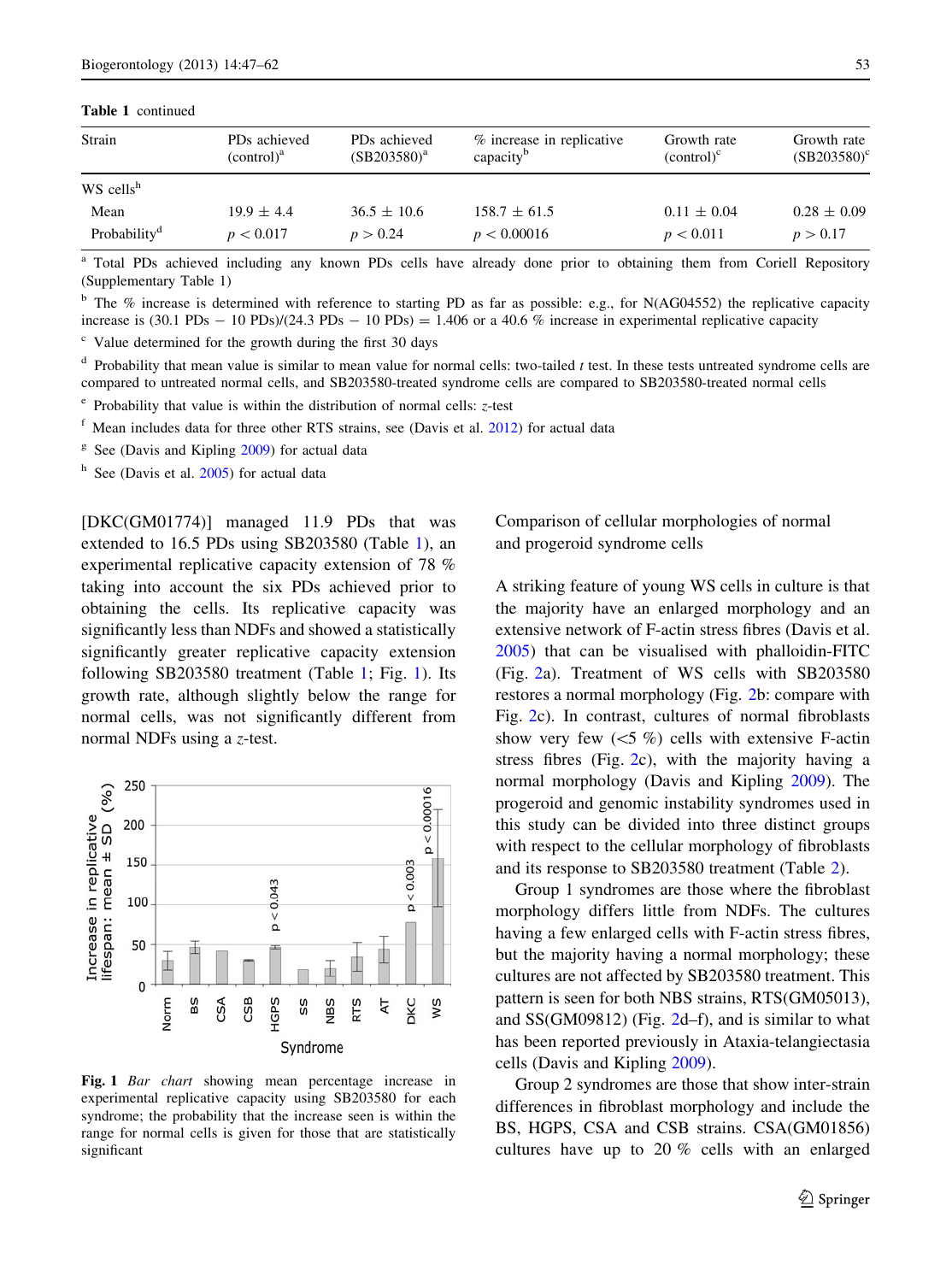**Table 1** continued

| Strain | PDs achieved (control)[a] | PDs achieved (SB203580)[a] | % increase in replicative capacity[b] | Growth rate (control)[c] | Growth rate (SB203580)[c] |
|---|---|---|---|---|---|
| WS cells[h] | | | | | |
| Mean | 19.9 ± 4.4 | 36.5 ± 10.6 | 158.7 ± 61.5 | 0.11 ± 0.04 | 0.28 ± 0.09 |
| Probability[d] | $p < 0.017$ | $p > 0.24$ | $p < 0.00016$ | $p < 0.011$ | $p > 0.17$ |

[a] Total PDs achieved including any known PDs cells have already done prior to obtaining them from Coriell Repository (Supplementary Table 1)

[b] The % increase is determined with reference to starting PD as far as possible: e.g., for N(AG04552) the replicative capacity increase is (30.1 PDs − 10 PDs)/(24.3 PDs − 10 PDs) = 1.406 or a 40.6 % increase in experimental replicative capacity

[c] Value determined for the growth during the first 30 days

[d] Probability that mean value is similar to mean value for normal cells: two-tailed $t$ test. In these tests untreated syndrome cells are compared to untreated normal cells, and SB203580-treated syndrome cells are compared to SB203580-treated normal cells

[e] Probability that value is within the distribution of normal cells: $z$-test

[f] Mean includes data for three other RTS strains, see (Davis et al. 2012) for actual data

[g] See (Davis and Kipling 2009) for actual data

[h] See (Davis et al. 2005) for actual data

[DKC(GM01774)] managed 11.9 PDs that was extended to 16.5 PDs using SB203580 (Table 1), an experimental replicative capacity extension of 78 % taking into account the six PDs achieved prior to obtaining the cells. Its replicative capacity was significantly less than NDFs and showed a statistically significantly greater replicative capacity extension following SB203580 treatment (Table 1; Fig. 1). Its growth rate, although slightly below the range for normal cells, was not significantly different from normal NDFs using a $z$-test.

**Fig. 1** *Bar chart* showing mean percentage increase in experimental replicative capacity using SB203580 for each syndrome; the probability that the increase seen is within the range for normal cells is given for those that are statistically significant

## Comparison of cellular morphologies of normal and progeroid syndrome cells

A striking feature of young WS cells in culture is that the majority have an enlarged morphology and an extensive network of F-actin stress fibres (Davis et al. 2005) that can be visualised with phalloidin-FITC (Fig. 2a). Treatment of WS cells with SB203580 restores a normal morphology (Fig. 2b: compare with Fig. 2c). In contrast, cultures of normal fibroblasts show very few (<5 %) cells with extensive F-actin stress fibres (Fig. 2c), with the majority having a normal morphology (Davis and Kipling 2009). The progeroid and genomic instability syndromes used in this study can be divided into three distinct groups with respect to the cellular morphology of fibroblasts and its response to SB203580 treatment (Table 2).

Group 1 syndromes are those where the fibroblast morphology differs little from NDFs. The cultures having a few enlarged cells with F-actin stress fibres, but the majority having a normal morphology; these cultures are not affected by SB203580 treatment. This pattern is seen for both NBS strains, RTS(GM05013), and SS(GM09812) (Fig. 2d–f), and is similar to what has been reported previously in Ataxia-telangiectasia cells (Davis and Kipling 2009).

Group 2 syndromes are those that show inter-strain differences in fibroblast morphology and include the BS, HGPS, CSA and CSB strains. CSA(GM01856) cultures have up to 20 % cells with an enlarged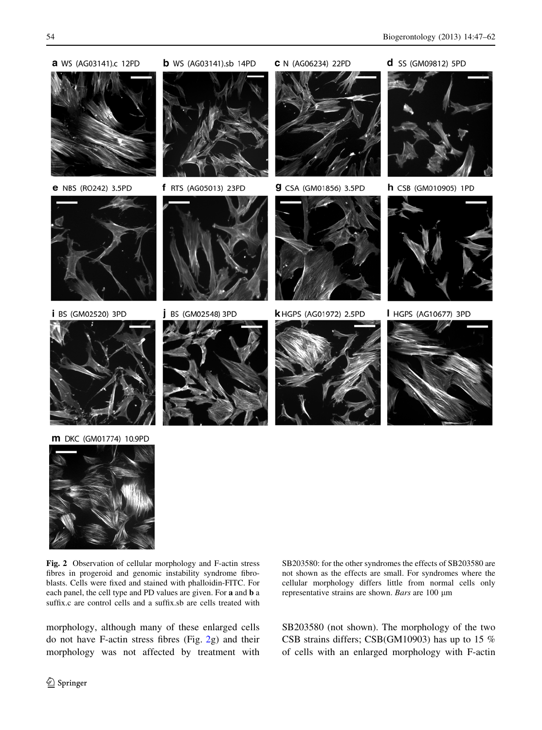**Fig. 2** Observation of cellular morphology and F-actin stress fibres in progeroid and genomic instability syndrome fibroblasts. Cells were fixed and stained with phalloidin-FITC. For each panel, the cell type and PD values are given. For **a** and **b** a suffix.c are control cells and a suffix.sb are cells treated with SB203580: for the other syndromes the effects of SB203580 are not shown as the effects are small. For syndromes where the cellular morphology differs little from normal cells only representative strains are shown. *Bars* are 100 μm

morphology, although many of these enlarged cells do not have F-actin stress fibres (Fig. 2g) and their morphology was not affected by treatment with SB203580 (not shown). The morphology of the two CSB strains differs; CSB(GM10903) has up to 15 % of cells with an enlarged morphology with F-actin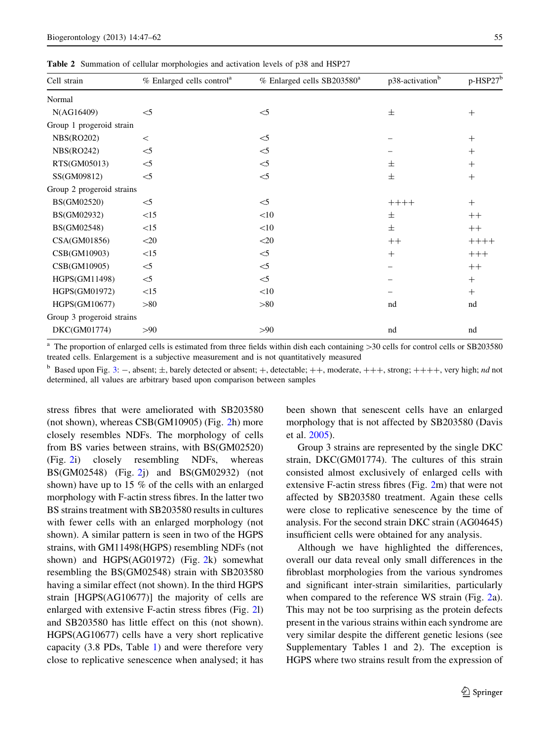**Table 2** Summation of cellular morphologies and activation levels of p38 and HSP27

| Cell strain | % Enlarged cells control[a] | % Enlarged cells SB203580[a] | p38-activation[b] | p-HSP27[b] |
|---|---|---|---|---|
| Normal | | | | |
| N(AG16409) | <5 | <5 | ± | + |
| Group 1 progeroid strain | | | | |
| NBS(RO202) | < | <5 | − | + |
| NBS(RO242) | <5 | <5 | − | + |
| RTS(GM05013) | <5 | <5 | ± | + |
| SS(GM09812) | <5 | <5 | ± | + |
| Group 2 progeroid strains | | | | |
| BS(GM02520) | <5 | <5 | ++++ | + |
| BS(GM02932) | <15 | <10 | ± | ++ |
| BS(GM02548) | <15 | <10 | ± | ++ |
| CSA(GM01856) | <20 | <20 | ++ | ++++ |
| CSB(GM10903) | <15 | <5 | + | +++ |
| CSB(GM10905) | <5 | <5 | − | ++ |
| HGPS(GM11498) | <5 | <5 | − | + |
| HGPS(GM01972) | <15 | <10 | − | + |
| HGPS(GM10677) | >80 | >80 | nd | nd |
| Group 3 progeroid strains | | | | |
| DKC(GM01774) | >90 | >90 | nd | nd |

[a] The proportion of enlarged cells is estimated from three fields within dish each containing >30 cells for control cells or SB203580 treated cells. Enlargement is a subjective measurement and is not quantitatively measured

[b] Based upon Fig. 3: −, absent; ±, barely detected or absent; +, detectable; ++, moderate, +++, strong; ++++, very high; *nd* not determined, all values are arbitrary based upon comparison between samples

stress fibres that were ameliorated with SB203580 (not shown), whereas CSB(GM10905) (Fig. 2h) more closely resembles NDFs. The morphology of cells from BS varies between strains, with BS(GM02520) (Fig. 2i) closely resembling NDFs, whereas BS(GM02548) (Fig. 2j) and BS(GM02932) (not shown) have up to 15 % of the cells with an enlarged morphology with F-actin stress fibres. In the latter two BS strains treatment with SB203580 results in cultures with fewer cells with an enlarged morphology (not shown). A similar pattern is seen in two of the HGPS strains, with GM11498(HGPS) resembling NDFs (not shown) and HGPS(AG01972) (Fig. 2k) somewhat resembling the BS(GM02548) strain with SB203580 having a similar effect (not shown). In the third HGPS strain [HGPS(AG10677)] the majority of cells are enlarged with extensive F-actin stress fibres (Fig. 2l) and SB203580 has little effect on this (not shown). HGPS(AG10677) cells have a very short replicative capacity (3.8 PDs, Table 1) and were therefore very close to replicative senescence when analysed; it has been shown that senescent cells have an enlarged morphology that is not affected by SB203580 (Davis et al. 2005).

Group 3 strains are represented by the single DKC strain, DKC(GM01774). The cultures of this strain consisted almost exclusively of enlarged cells with extensive F-actin stress fibres (Fig. 2m) that were not affected by SB203580 treatment. Again these cells were close to replicative senescence by the time of analysis. For the second strain DKC strain (AG04645) insufficient cells were obtained for any analysis.

Although we have highlighted the differences, overall our data reveal only small differences in the fibroblast morphologies from the various syndromes and significant inter-strain similarities, particularly when compared to the reference WS strain (Fig. 2a). This may not be too surprising as the protein defects present in the various strains within each syndrome are very similar despite the different genetic lesions (see Supplementary Tables 1 and 2). The exception is HGPS where two strains result from the expression of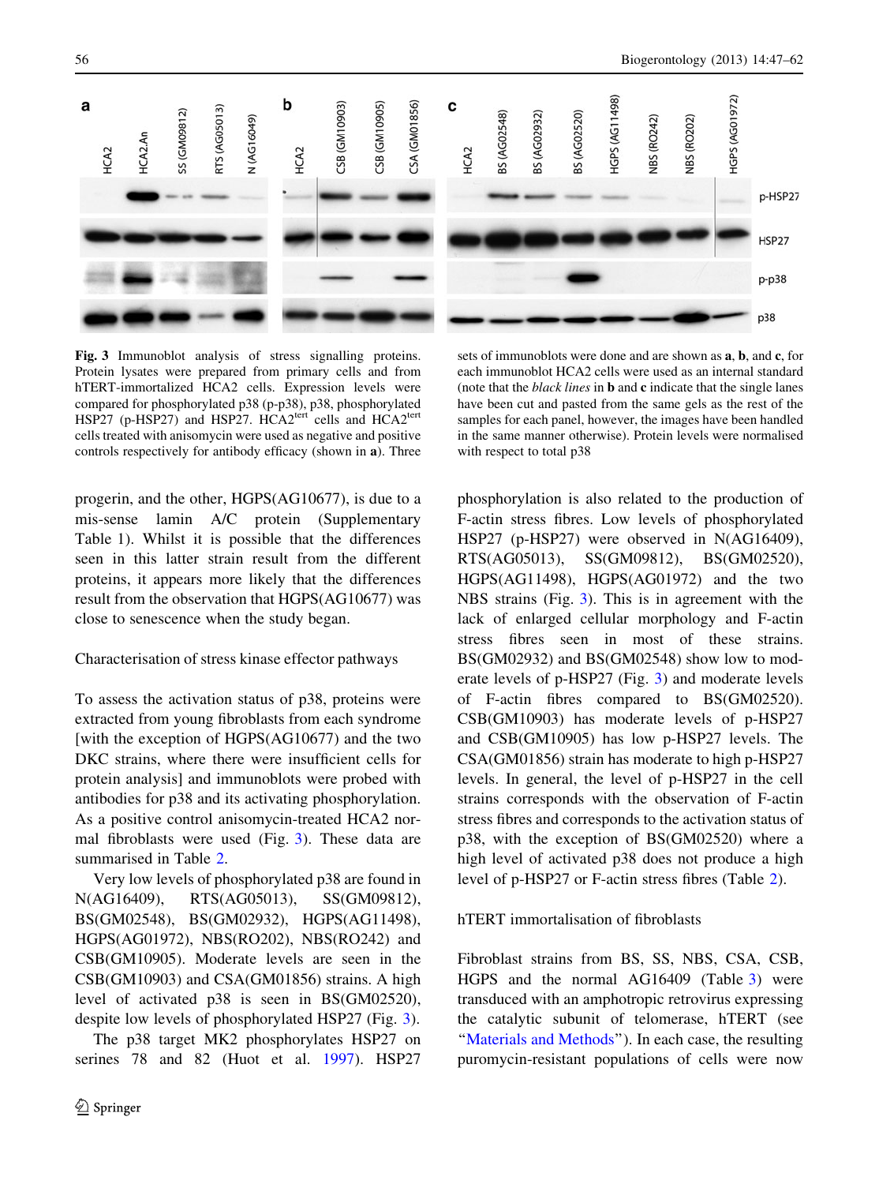**Fig. 3** Immunoblot analysis of stress signalling proteins. Protein lysates were prepared from primary cells and from hTERT-immortalized HCA2 cells. Expression levels were compared for phosphorylated p38 (p-p38), p38, phosphorylated HSP27 (p-HSP27) and HSP27. HCA2[tert] cells and HCA2[tert] cells treated with anisomycin were used as negative and positive controls respectively for antibody efficacy (shown in **a**). Three sets of immunoblots were done and are shown as **a**, **b**, and **c**, for each immunoblot HCA2 cells were used as an internal standard (note that the *black lines* in **b** and **c** indicate that the single lanes have been cut and pasted from the same gels as the rest of the samples for each panel, however, the images have been handled in the same manner otherwise). Protein levels were normalised with respect to total p38

progerin, and the other, HGPS(AG10677), is due to a mis-sense lamin A/C protein (Supplementary Table 1). Whilst it is possible that the differences seen in this latter strain result from the different proteins, it appears more likely that the differences result from the observation that HGPS(AG10677) was close to senescence when the study began.

## Characterisation of stress kinase effector pathways

To assess the activation status of p38, proteins were extracted from young fibroblasts from each syndrome [with the exception of HGPS(AG10677) and the two DKC strains, where there were insufficient cells for protein analysis] and immunoblots were probed with antibodies for p38 and its activating phosphorylation. As a positive control anisomycin-treated HCA2 normal fibroblasts were used (Fig. 3). These data are summarised in Table 2.

Very low levels of phosphorylated p38 are found in N(AG16409), RTS(AG05013), SS(GM09812), BS(GM02548), BS(GM02932), HGPS(AG11498), HGPS(AG01972), NBS(RO202), NBS(RO242) and CSB(GM10905). Moderate levels are seen in the CSB(GM10903) and CSA(GM01856) strains. A high level of activated p38 is seen in BS(GM02520), despite low levels of phosphorylated HSP27 (Fig. 3).

The p38 target MK2 phosphorylates HSP27 on serines 78 and 82 (Huot et al. 1997). HSP27 phosphorylation is also related to the production of F-actin stress fibres. Low levels of phosphorylated HSP27 (p-HSP27) were observed in N(AG16409), RTS(AG05013), SS(GM09812), BS(GM02520), HGPS(AG11498), HGPS(AG01972) and the two NBS strains (Fig. 3). This is in agreement with the lack of enlarged cellular morphology and F-actin stress fibres seen in most of these strains. BS(GM02932) and BS(GM02548) show low to moderate levels of p-HSP27 (Fig. 3) and moderate levels of F-actin fibres compared to BS(GM02520). CSB(GM10903) has moderate levels of p-HSP27 and CSB(GM10905) has low p-HSP27 levels. The CSA(GM01856) strain has moderate to high p-HSP27 levels. In general, the level of p-HSP27 in the cell strains corresponds with the observation of F-actin stress fibres and corresponds to the activation status of p38, with the exception of BS(GM02520) where a high level of activated p38 does not produce a high level of p-HSP27 or F-actin stress fibres (Table 2).

## hTERT immortalisation of fibroblasts

Fibroblast strains from BS, SS, NBS, CSA, CSB, HGPS and the normal AG16409 (Table 3) were transduced with an amphotropic retrovirus expressing the catalytic subunit of telomerase, hTERT (see "Materials and Methods"). In each case, the resulting puromycin-resistant populations of cells were now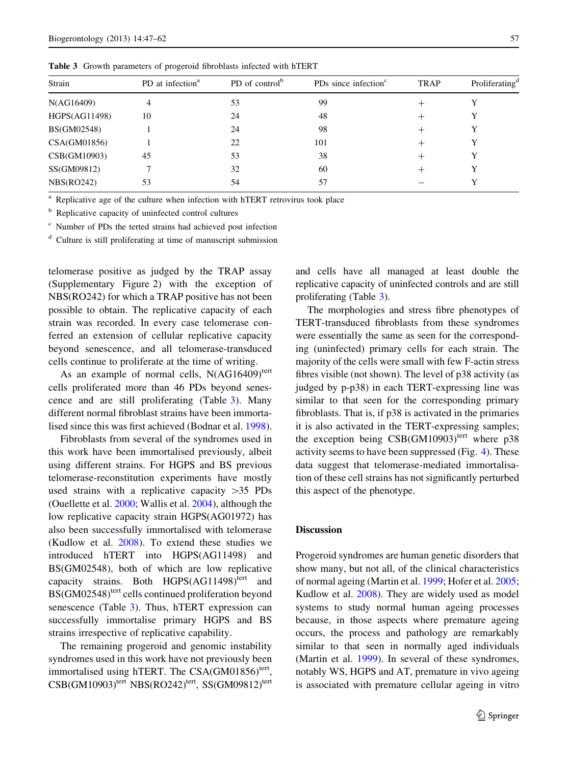**Table 3** Growth parameters of progeroid fibroblasts infected with hTERT

| Strain | PD at infection[a] | PD of control[b] | PDs since infection[c] | TRAP | Proliferating[d] |
|---|---|---|---|---|---|
| N(AG16409) | 4 | 53 | 99 | + | Y |
| HGPS(AG11498) | 10 | 24 | 48 | + | Y |
| BS(GM02548) | 1 | 24 | 98 | + | Y |
| CSA(GM01856) | 1 | 22 | 101 | + | Y |
| CSB(GM10903) | 45 | 53 | 38 | + | Y |
| SS(GM09812) | 7 | 32 | 60 | + | Y |
| NBS(RO242) | 53 | 54 | 57 | − | Y |

[a] Replicative age of the culture when infection with hTERT retrovirus took place

[b] Replicative capacity of uninfected control cultures

[c] Number of PDs the terted strains had achieved post infection

[d] Culture is still proliferating at time of manuscript submission

telomerase positive as judged by the TRAP assay (Supplementary Figure 2) with the exception of NBS(RO242) for which a TRAP positive has not been possible to obtain. The replicative capacity of each strain was recorded. In every case telomerase conferred an extension of cellular replicative capacity beyond senescence, and all telomerase-transduced cells continue to proliferate at the time of writing.

As an example of normal cells, N(AG16409)$^{tert}$ cells proliferated more than 46 PDs beyond senescence and are still proliferating (Table 3). Many different normal fibroblast strains have been immortalised since this was first achieved (Bodnar et al. 1998).

Fibroblasts from several of the syndromes used in this work have been immortalised previously, albeit using different strains. For HGPS and BS previous telomerase-reconstitution experiments have mostly used strains with a replicative capacity >35 PDs (Ouellette et al. 2000; Wallis et al. 2004), although the low replicative capacity strain HGPS(AG01972) has also been successfully immortalised with telomerase (Kudlow et al. 2008). To extend these studies we introduced hTERT into HGPS(AG11498) and BS(GM02548), both of which are low replicative capacity strains. Both HGPS(AG11498)$^{tert}$ and BS(GM02548)$^{tert}$ cells continued proliferation beyond senescence (Table 3). Thus, hTERT expression can successfully immortalise primary HGPS and BS strains irrespective of replicative capability.

The remaining progeroid and genomic instability syndromes used in this work have not previously been immortalised using hTERT. The CSA(GM01856)$^{tert}$, CSB(GM10903)$^{tert}$ NBS(RO242)$^{tert}$, SS(GM09812)$^{tert}$ and cells have all managed at least double the replicative capacity of uninfected controls and are still proliferating (Table 3).

The morphologies and stress fibre phenotypes of TERT-transduced fibroblasts from these syndromes were essentially the same as seen for the corresponding (uninfected) primary cells for each strain. The majority of the cells were small with few F-actin stress fibres visible (not shown). The level of p38 activity (as judged by p-p38) in each TERT-expressing line was similar to that seen for the corresponding primary fibroblasts. That is, if p38 is activated in the primaries it is also activated in the TERT-expressing samples; the exception being CSB(GM10903)$^{tert}$ where p38 activity seems to have been suppressed (Fig. 4). These data suggest that telomerase-mediated immortalisation of these cell strains has not significantly perturbed this aspect of the phenotype.

## Discussion

Progeroid syndromes are human genetic disorders that show many, but not all, of the clinical characteristics of normal ageing (Martin et al. 1999; Hofer et al. 2005; Kudlow et al. 2008). They are widely used as model systems to study normal human ageing processes because, in those aspects where premature ageing occurs, the process and pathology are remarkably similar to that seen in normally aged individuals (Martin et al. 1999). In several of these syndromes, notably WS, HGPS and AT, premature in vivo ageing is associated with premature cellular ageing in vitro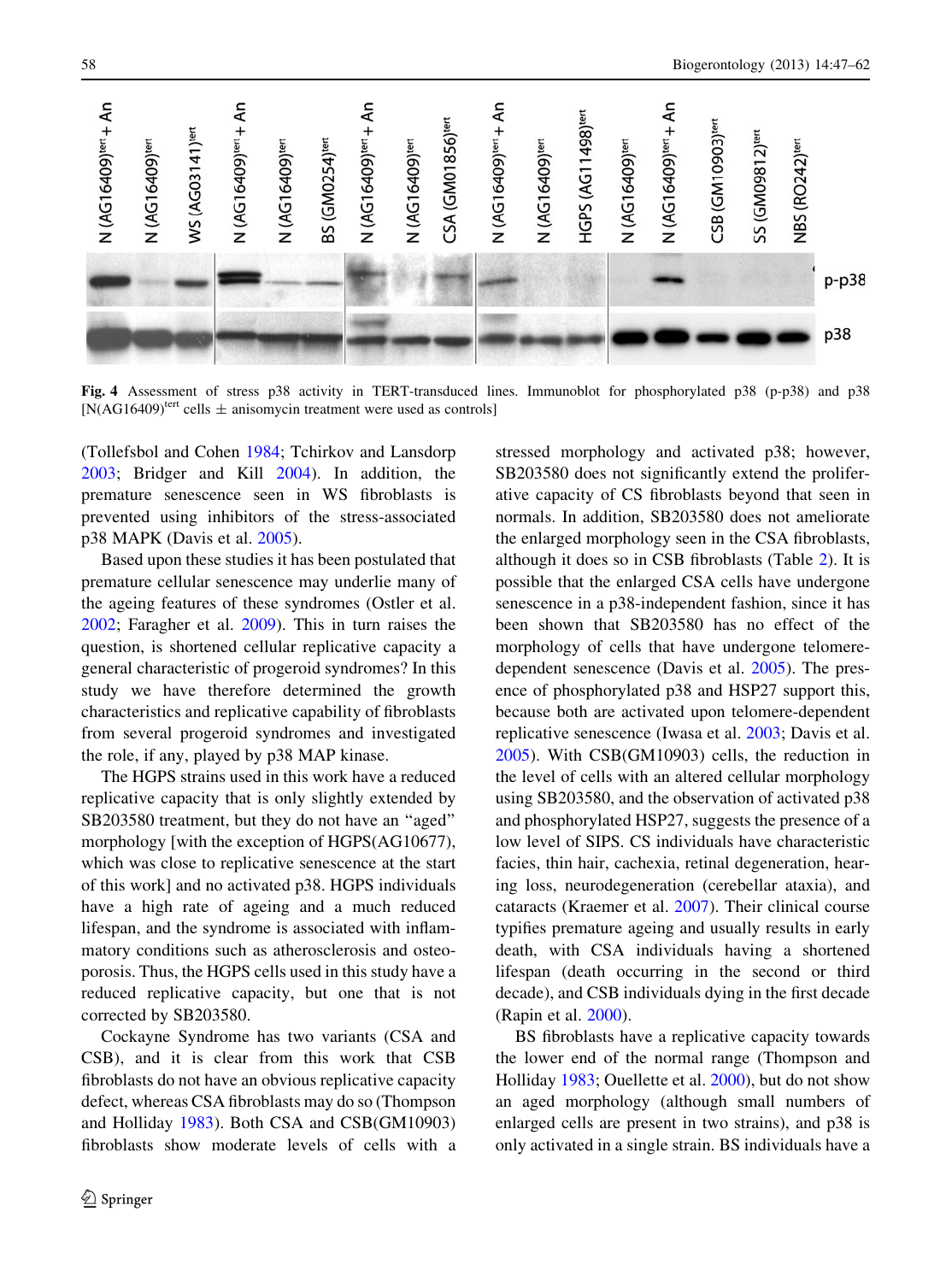**Fig. 4** Assessment of stress p38 activity in TERT-transduced lines. Immunoblot for phosphorylated p38 (p-p38) and p38 [N(AG16409)[tert] cells ± anisomycin treatment were used as controls]

(Tollefsbol and Cohen 1984; Tchirkov and Lansdorp 2003; Bridger and Kill 2004). In addition, the premature senescence seen in WS fibroblasts is prevented using inhibitors of the stress-associated p38 MAPK (Davis et al. 2005).

Based upon these studies it has been postulated that premature cellular senescence may underlie many of the ageing features of these syndromes (Ostler et al. 2002; Faragher et al. 2009). This in turn raises the question, is shortened cellular replicative capacity a general characteristic of progeroid syndromes? In this study we have therefore determined the growth characteristics and replicative capability of fibroblasts from several progeroid syndromes and investigated the role, if any, played by p38 MAP kinase.

The HGPS strains used in this work have a reduced replicative capacity that is only slightly extended by SB203580 treatment, but they do not have an "aged" morphology [with the exception of HGPS(AG10677), which was close to replicative senescence at the start of this work] and no activated p38. HGPS individuals have a high rate of ageing and a much reduced lifespan, and the syndrome is associated with inflammatory conditions such as atherosclerosis and osteoporosis. Thus, the HGPS cells used in this study have a reduced replicative capacity, but one that is not corrected by SB203580.

Cockayne Syndrome has two variants (CSA and CSB), and it is clear from this work that CSB fibroblasts do not have an obvious replicative capacity defect, whereas CSA fibroblasts may do so (Thompson and Holliday 1983). Both CSA and CSB(GM10903) fibroblasts show moderate levels of cells with a stressed morphology and activated p38; however, SB203580 does not significantly extend the proliferative capacity of CS fibroblasts beyond that seen in normals. In addition, SB203580 does not ameliorate the enlarged morphology seen in the CSA fibroblasts, although it does so in CSB fibroblasts (Table 2). It is possible that the enlarged CSA cells have undergone senescence in a p38-independent fashion, since it has been shown that SB203580 has no effect of the morphology of cells that have undergone telomere-dependent senescence (Davis et al. 2005). The presence of phosphorylated p38 and HSP27 support this, because both are activated upon telomere-dependent replicative senescence (Iwasa et al. 2003; Davis et al. 2005). With CSB(GM10903) cells, the reduction in the level of cells with an altered cellular morphology using SB203580, and the observation of activated p38 and phosphorylated HSP27, suggests the presence of a low level of SIPS. CS individuals have characteristic facies, thin hair, cachexia, retinal degeneration, hearing loss, neurodegeneration (cerebellar ataxia), and cataracts (Kraemer et al. 2007). Their clinical course typifies premature ageing and usually results in early death, with CSA individuals having a shortened lifespan (death occurring in the second or third decade), and CSB individuals dying in the first decade (Rapin et al. 2000).

BS fibroblasts have a replicative capacity towards the lower end of the normal range (Thompson and Holliday 1983; Ouellette et al. 2000), but do not show an aged morphology (although small numbers of enlarged cells are present in two strains), and p38 is only activated in a single strain. BS individuals have a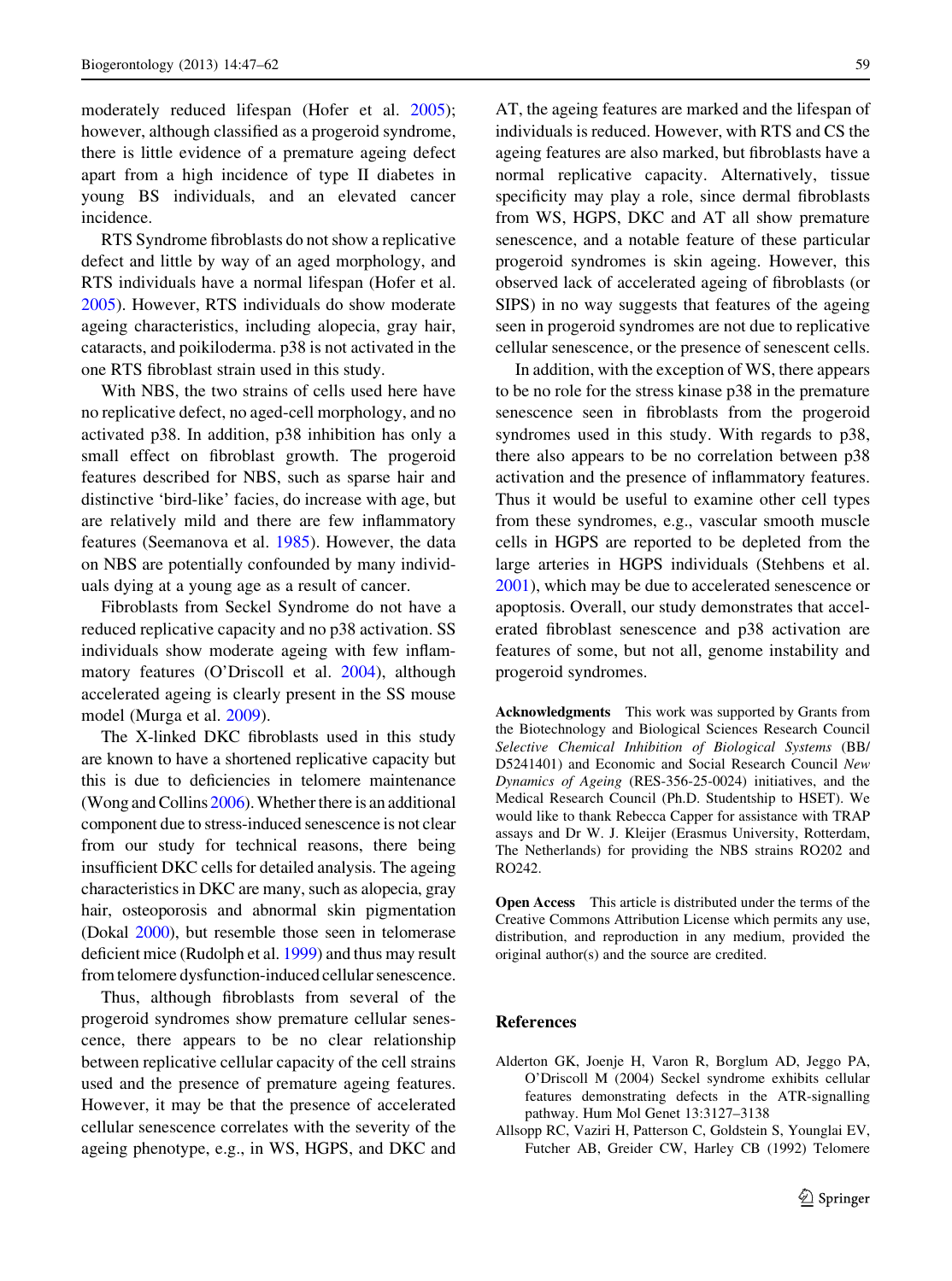moderately reduced lifespan (Hofer et al. 2005); however, although classified as a progeroid syndrome, there is little evidence of a premature ageing defect apart from a high incidence of type II diabetes in young BS individuals, and an elevated cancer incidence.

RTS Syndrome fibroblasts do not show a replicative defect and little by way of an aged morphology, and RTS individuals have a normal lifespan (Hofer et al. 2005). However, RTS individuals do show moderate ageing characteristics, including alopecia, gray hair, cataracts, and poikiloderma. p38 is not activated in the one RTS fibroblast strain used in this study.

With NBS, the two strains of cells used here have no replicative defect, no aged-cell morphology, and no activated p38. In addition, p38 inhibition has only a small effect on fibroblast growth. The progeroid features described for NBS, such as sparse hair and distinctive 'bird-like' facies, do increase with age, but are relatively mild and there are few inflammatory features (Seemanova et al. 1985). However, the data on NBS are potentially confounded by many individuals dying at a young age as a result of cancer.

Fibroblasts from Seckel Syndrome do not have a reduced replicative capacity and no p38 activation. SS individuals show moderate ageing with few inflammatory features (O'Driscoll et al. 2004), although accelerated ageing is clearly present in the SS mouse model (Murga et al. 2009).

The X-linked DKC fibroblasts used in this study are known to have a shortened replicative capacity but this is due to deficiencies in telomere maintenance (Wong and Collins 2006). Whether there is an additional component due to stress-induced senescence is not clear from our study for technical reasons, there being insufficient DKC cells for detailed analysis. The ageing characteristics in DKC are many, such as alopecia, gray hair, osteoporosis and abnormal skin pigmentation (Dokal 2000), but resemble those seen in telomerase deficient mice (Rudolph et al. 1999) and thus may result from telomere dysfunction-induced cellular senescence.

Thus, although fibroblasts from several of the progeroid syndromes show premature cellular senescence, there appears to be no clear relationship between replicative cellular capacity of the cell strains used and the presence of premature ageing features. However, it may be that the presence of accelerated cellular senescence correlates with the severity of the ageing phenotype, e.g., in WS, HGPS, and DKC and AT, the ageing features are marked and the lifespan of individuals is reduced. However, with RTS and CS the ageing features are also marked, but fibroblasts have a normal replicative capacity. Alternatively, tissue specificity may play a role, since dermal fibroblasts from WS, HGPS, DKC and AT all show premature senescence, and a notable feature of these particular progeroid syndromes is skin ageing. However, this observed lack of accelerated ageing of fibroblasts (or SIPS) in no way suggests that features of the ageing seen in progeroid syndromes are not due to replicative cellular senescence, or the presence of senescent cells.

In addition, with the exception of WS, there appears to be no role for the stress kinase p38 in the premature senescence seen in fibroblasts from the progeroid syndromes used in this study. With regards to p38, there also appears to be no correlation between p38 activation and the presence of inflammatory features. Thus it would be useful to examine other cell types from these syndromes, e.g., vascular smooth muscle cells in HGPS are reported to be depleted from the large arteries in HGPS individuals (Stehbens et al. 2001), which may be due to accelerated senescence or apoptosis. Overall, our study demonstrates that accelerated fibroblast senescence and p38 activation are features of some, but not all, genome instability and progeroid syndromes.

**Acknowledgments** This work was supported by Grants from the Biotechnology and Biological Sciences Research Council *Selective Chemical Inhibition of Biological Systems* (BB/D5241401) and Economic and Social Research Council *New Dynamics of Ageing* (RES-356-25-0024) initiatives, and the Medical Research Council (Ph.D. Studentship to HSET). We would like to thank Rebecca Capper for assistance with TRAP assays and Dr W. J. Kleijer (Erasmus University, Rotterdam, The Netherlands) for providing the NBS strains RO202 and RO242.

**Open Access** This article is distributed under the terms of the Creative Commons Attribution License which permits any use, distribution, and reproduction in any medium, provided the original author(s) and the source are credited.

## References

Alderton GK, Joenje H, Varon R, Borglum AD, Jeggo PA, O'Driscoll M (2004) Seckel syndrome exhibits cellular features demonstrating defects in the ATR-signalling pathway. Hum Mol Genet 13:3127–3138

Allsopp RC, Vaziri H, Patterson C, Goldstein S, Younglai EV, Futcher AB, Greider CW, Harley CB (1992) Telomere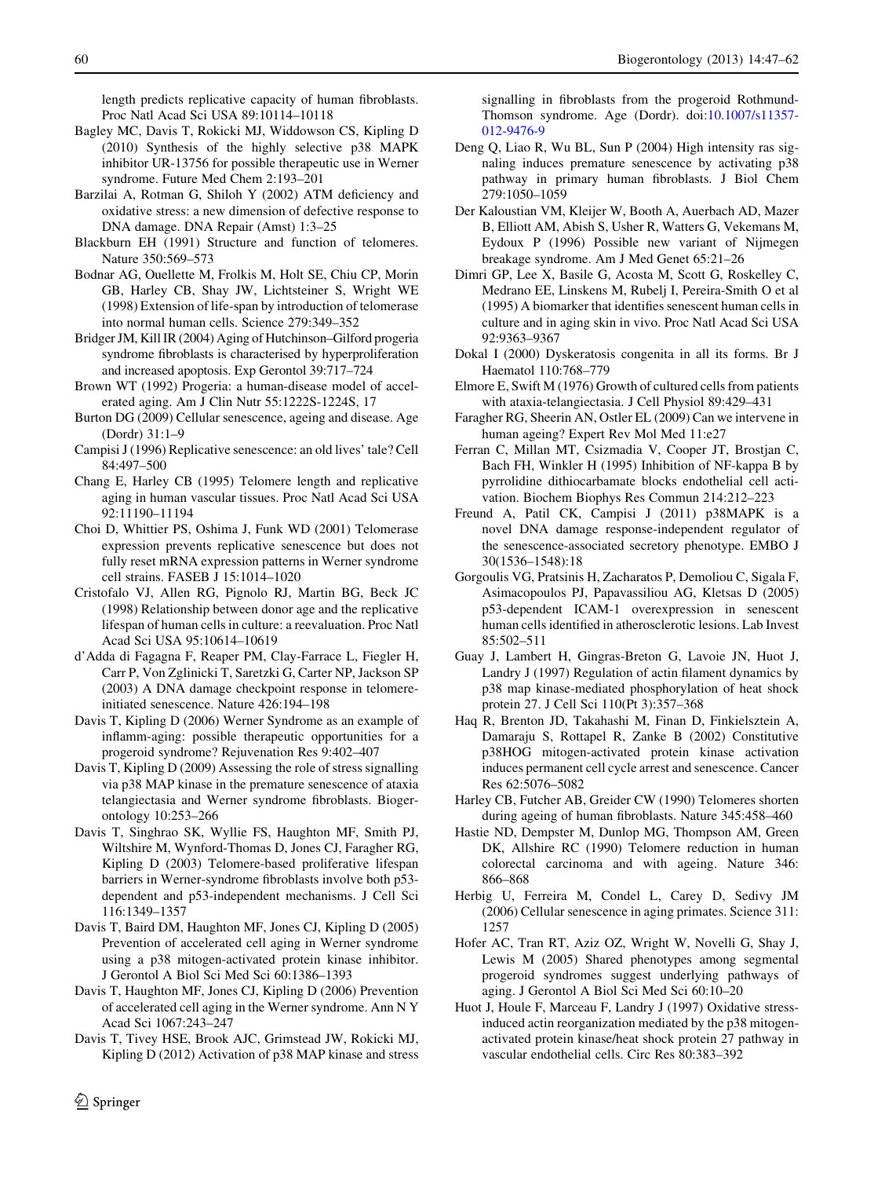length predicts replicative capacity of human fibroblasts. Proc Natl Acad Sci USA 89:10114–10118

Bagley MC, Davis T, Rokicki MJ, Widdowson CS, Kipling D (2010) Synthesis of the highly selective p38 MAPK inhibitor UR-13756 for possible therapeutic use in Werner syndrome. Future Med Chem 2:193–201

Barzilai A, Rotman G, Shiloh Y (2002) ATM deficiency and oxidative stress: a new dimension of defective response to DNA damage. DNA Repair (Amst) 1:3–25

Blackburn EH (1991) Structure and function of telomeres. Nature 350:569–573

Bodnar AG, Ouellette M, Frolkis M, Holt SE, Chiu CP, Morin GB, Harley CB, Shay JW, Lichtsteiner S, Wright WE (1998) Extension of life-span by introduction of telomerase into normal human cells. Science 279:349–352

Bridger JM, Kill IR (2004) Aging of Hutchinson–Gilford progeria syndrome fibroblasts is characterised by hyperproliferation and increased apoptosis. Exp Gerontol 39:717–724

Brown WT (1992) Progeria: a human-disease model of accelerated aging. Am J Clin Nutr 55:1222S-1224S, 17

Burton DG (2009) Cellular senescence, ageing and disease. Age (Dordr) 31:1–9

Campisi J (1996) Replicative senescence: an old lives' tale? Cell 84:497–500

Chang E, Harley CB (1995) Telomere length and replicative aging in human vascular tissues. Proc Natl Acad Sci USA 92:11190–11194

Choi D, Whittier PS, Oshima J, Funk WD (2001) Telomerase expression prevents replicative senescence but does not fully reset mRNA expression patterns in Werner syndrome cell strains. FASEB J 15:1014–1020

Cristofalo VJ, Allen RG, Pignolo RJ, Martin BG, Beck JC (1998) Relationship between donor age and the replicative lifespan of human cells in culture: a reevaluation. Proc Natl Acad Sci USA 95:10614–10619

d'Adda di Fagagna F, Reaper PM, Clay-Farrace L, Fiegler H, Carr P, Von Zglinicki T, Saretzki G, Carter NP, Jackson SP (2003) A DNA damage checkpoint response in telomere-initiated senescence. Nature 426:194–198

Davis T, Kipling D (2006) Werner Syndrome as an example of inflamm-aging: possible therapeutic opportunities for a progeroid syndrome? Rejuvenation Res 9:402–407

Davis T, Kipling D (2009) Assessing the role of stress signalling via p38 MAP kinase in the premature senescence of ataxia telangiectasia and Werner syndrome fibroblasts. Biogerontology 10:253–266

Davis T, Singhrao SK, Wyllie FS, Haughton MF, Smith PJ, Wiltshire M, Wynford-Thomas D, Jones CJ, Faragher RG, Kipling D (2003) Telomere-based proliferative barriers in Werner-syndrome fibroblasts involve both p53-dependent and p53-independent mechanisms. J Cell Sci 116:1349–1357

Davis T, Baird DM, Haughton MF, Jones CJ, Kipling D (2005) Prevention of accelerated cell aging in Werner syndrome using a p38 mitogen-activated protein kinase inhibitor. J Gerontol A Biol Sci Med Sci 60:1386–1393

Davis T, Haughton MF, Jones CJ, Kipling D (2006) Prevention of accelerated cell aging in the Werner syndrome. Ann N Y Acad Sci 1067:243–247

Davis T, Tivey HSE, Brook AJC, Grimstead JW, Rokicki MJ, Kipling D (2012) Activation of p38 MAP kinase and stress signalling in fibroblasts from the progeroid Rothmund-Thomson syndrome. Age (Dordr). doi:10.1007/s11357-012-9476-9

Deng Q, Liao R, Wu BL, Sun P (2004) High intensity ras signaling induces premature senescence by activating p38 pathway in primary human fibroblasts. J Biol Chem 279:1050–1059

Der Kaloustian VM, Kleijer W, Booth A, Auerbach AD, Mazer B, Elliott AM, Abish S, Usher R, Watters G, Vekemans M, Eydoux P (1996) Possible new variant of Nijmegen breakage syndrome. Am J Med Genet 65:21–26

Dimri GP, Lee X, Basile G, Acosta M, Scott G, Roskelley C, Medrano EE, Linskens M, Rubelj I, Pereira-Smith O et al (1995) A biomarker that identifies senescent human cells in culture and in aging skin in vivo. Proc Natl Acad Sci USA 92:9363–9367

Dokal I (2000) Dyskeratosis congenita in all its forms. Br J Haematol 110:768–779

Elmore E, Swift M (1976) Growth of cultured cells from patients with ataxia-telangiectasia. J Cell Physiol 89:429–431

Faragher RG, Sheerin AN, Ostler EL (2009) Can we intervene in human ageing? Expert Rev Mol Med 11:e27

Ferran C, Millan MT, Csizmadia V, Cooper JT, Brostjan C, Bach FH, Winkler H (1995) Inhibition of NF-kappa B by pyrrolidine dithiocarbamate blocks endothelial cell activation. Biochem Biophys Res Commun 214:212–223

Freund A, Patil CK, Campisi J (2011) p38MAPK is a novel DNA damage response-independent regulator of the senescence-associated secretory phenotype. EMBO J 30(1536–1548):18

Gorgoulis VG, Pratsinis H, Zacharatos P, Demoliou C, Sigala F, Asimacopoulos PJ, Papavassiliou AG, Kletsas D (2005) p53-dependent ICAM-1 overexpression in senescent human cells identified in atherosclerotic lesions. Lab Invest 85:502–511

Guay J, Lambert H, Gingras-Breton G, Lavoie JN, Huot J, Landry J (1997) Regulation of actin filament dynamics by p38 map kinase-mediated phosphorylation of heat shock protein 27. J Cell Sci 110(Pt 3):357–368

Haq R, Brenton JD, Takahashi M, Finan D, Finkielsztein A, Damaraju S, Rottapel R, Zanke B (2002) Constitutive p38HOG mitogen-activated protein kinase activation induces permanent cell cycle arrest and senescence. Cancer Res 62:5076–5082

Harley CB, Futcher AB, Greider CW (1990) Telomeres shorten during ageing of human fibroblasts. Nature 345:458–460

Hastie ND, Dempster M, Dunlop MG, Thompson AM, Green DK, Allshire RC (1990) Telomere reduction in human colorectal carcinoma and with ageing. Nature 346: 866–868

Herbig U, Ferreira M, Condel L, Carey D, Sedivy JM (2006) Cellular senescence in aging primates. Science 311: 1257

Hofer AC, Tran RT, Aziz OZ, Wright W, Novelli G, Shay J, Lewis M (2005) Shared phenotypes among segmental progeroid syndromes suggest underlying pathways of aging. J Gerontol A Biol Sci Med Sci 60:10–20

Huot J, Houle F, Marceau F, Landry J (1997) Oxidative stress-induced actin reorganization mediated by the p38 mitogen-activated protein kinase/heat shock protein 27 pathway in vascular endothelial cells. Circ Res 80:383–392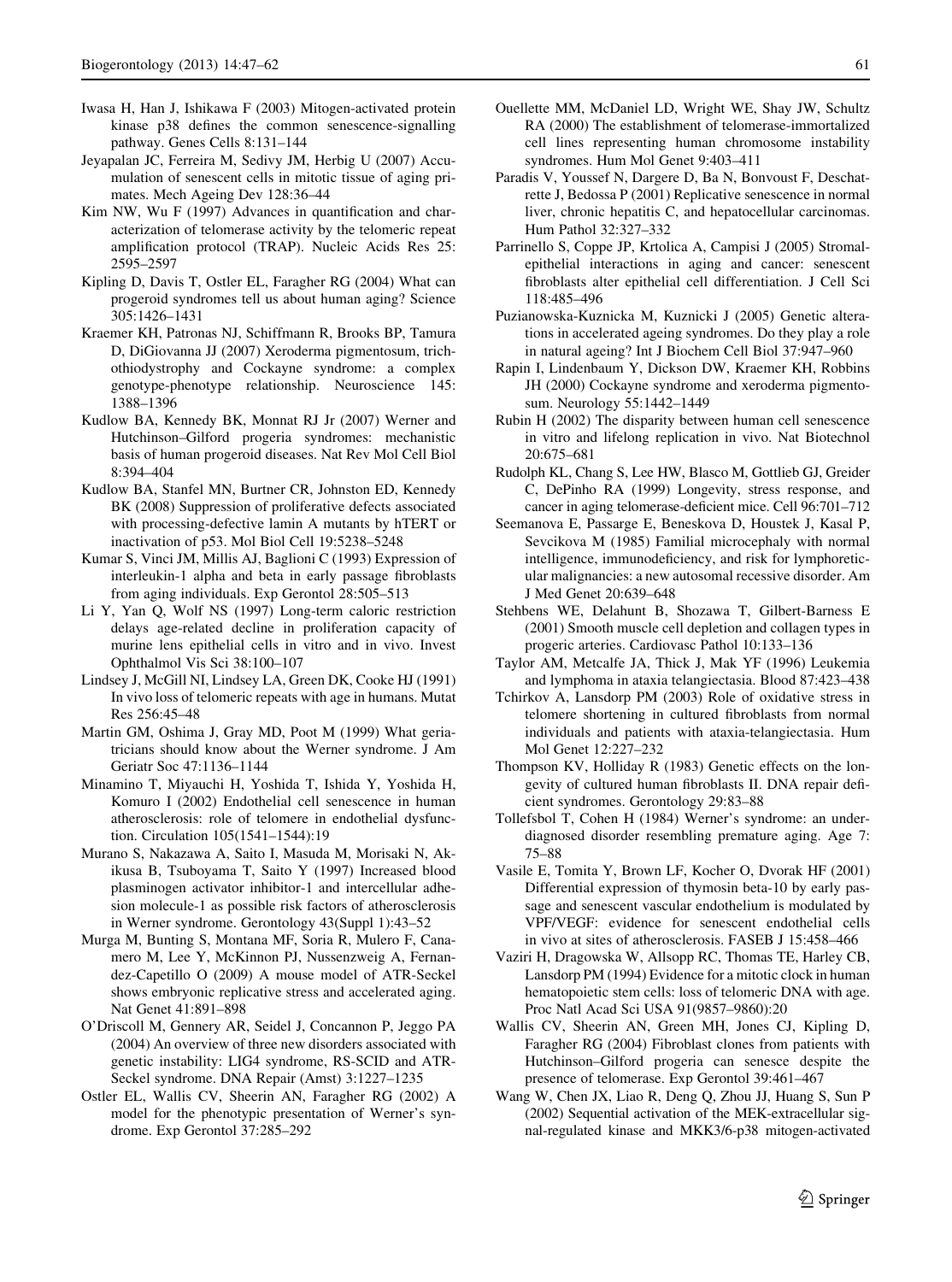Iwasa H, Han J, Ishikawa F (2003) Mitogen-activated protein kinase p38 defines the common senescence-signalling pathway. Genes Cells 8:131–144

Jeyapalan JC, Ferreira M, Sedivy JM, Herbig U (2007) Accumulation of senescent cells in mitotic tissue of aging primates. Mech Ageing Dev 128:36–44

Kim NW, Wu F (1997) Advances in quantification and characterization of telomerase activity by the telomeric repeat amplification protocol (TRAP). Nucleic Acids Res 25: 2595–2597

Kipling D, Davis T, Ostler EL, Faragher RG (2004) What can progeroid syndromes tell us about human aging? Science 305:1426–1431

Kraemer KH, Patronas NJ, Schiffmann R, Brooks BP, Tamura D, DiGiovanna JJ (2007) Xeroderma pigmentosum, trichothiodystrophy and Cockayne syndrome: a complex genotype-phenotype relationship. Neuroscience 145: 1388–1396

Kudlow BA, Kennedy BK, Monnat RJ Jr (2007) Werner and Hutchinson–Gilford progeria syndromes: mechanistic basis of human progeroid diseases. Nat Rev Mol Cell Biol 8:394–404

Kudlow BA, Stanfel MN, Burtner CR, Johnston ED, Kennedy BK (2008) Suppression of proliferative defects associated with processing-defective lamin A mutants by hTERT or inactivation of p53. Mol Biol Cell 19:5238–5248

Kumar S, Vinci JM, Millis AJ, Baglioni C (1993) Expression of interleukin-1 alpha and beta in early passage fibroblasts from aging individuals. Exp Gerontol 28:505–513

Li Y, Yan Q, Wolf NS (1997) Long-term caloric restriction delays age-related decline in proliferation capacity of murine lens epithelial cells in vitro and in vivo. Invest Ophthalmol Vis Sci 38:100–107

Lindsey J, McGill NI, Lindsey LA, Green DK, Cooke HJ (1991) In vivo loss of telomeric repeats with age in humans. Mutat Res 256:45–48

Martin GM, Oshima J, Gray MD, Poot M (1999) What geriatricians should know about the Werner syndrome. J Am Geriatr Soc 47:1136–1144

Minamino T, Miyauchi H, Yoshida T, Ishida Y, Yoshida H, Komuro I (2002) Endothelial cell senescence in human atherosclerosis: role of telomere in endothelial dysfunction. Circulation 105(1541–1544):19

Murano S, Nakazawa A, Saito I, Masuda M, Morisaki N, Akikusa B, Tsuboyama T, Saito Y (1997) Increased blood plasminogen activator inhibitor-1 and intercellular adhesion molecule-1 as possible risk factors of atherosclerosis in Werner syndrome. Gerontology 43(Suppl 1):43–52

Murga M, Bunting S, Montana MF, Soria R, Mulero F, Canamero M, Lee Y, McKinnon PJ, Nussenzweig A, Fernandez-Capetillo O (2009) A mouse model of ATR-Seckel shows embryonic replicative stress and accelerated aging. Nat Genet 41:891–898

O'Driscoll M, Gennery AR, Seidel J, Concannon P, Jeggo PA (2004) An overview of three new disorders associated with genetic instability: LIG4 syndrome, RS-SCID and ATR-Seckel syndrome. DNA Repair (Amst) 3:1227–1235

Ostler EL, Wallis CV, Sheerin AN, Faragher RG (2002) A model for the phenotypic presentation of Werner's syndrome. Exp Gerontol 37:285–292

Ouellette MM, McDaniel LD, Wright WE, Shay JW, Schultz RA (2000) The establishment of telomerase-immortalized cell lines representing human chromosome instability syndromes. Hum Mol Genet 9:403–411

Paradis V, Youssef N, Dargere D, Ba N, Bonvoust F, Deschatrette J, Bedossa P (2001) Replicative senescence in normal liver, chronic hepatitis C, and hepatocellular carcinomas. Hum Pathol 32:327–332

Parrinello S, Coppe JP, Krtolica A, Campisi J (2005) Stromal-epithelial interactions in aging and cancer: senescent fibroblasts alter epithelial cell differentiation. J Cell Sci 118:485–496

Puzianowska-Kuznicka M, Kuznicki J (2005) Genetic alterations in accelerated ageing syndromes. Do they play a role in natural ageing? Int J Biochem Cell Biol 37:947–960

Rapin I, Lindenbaum Y, Dickson DW, Kraemer KH, Robbins JH (2000) Cockayne syndrome and xeroderma pigmentosum. Neurology 55:1442–1449

Rubin H (2002) The disparity between human cell senescence in vitro and lifelong replication in vivo. Nat Biotechnol 20:675–681

Rudolph KL, Chang S, Lee HW, Blasco M, Gottlieb GJ, Greider C, DePinho RA (1999) Longevity, stress response, and cancer in aging telomerase-deficient mice. Cell 96:701–712

Seemanova E, Passarge E, Beneskova D, Houstek J, Kasal P, Sevcikova M (1985) Familial microcephaly with normal intelligence, immunodeficiency, and risk for lymphoreticular malignancies: a new autosomal recessive disorder. Am J Med Genet 20:639–648

Stehbens WE, Delahunt B, Shozawa T, Gilbert-Barness E (2001) Smooth muscle cell depletion and collagen types in progeric arteries. Cardiovasc Pathol 10:133–136

Taylor AM, Metcalfe JA, Thick J, Mak YF (1996) Leukemia and lymphoma in ataxia telangiectasia. Blood 87:423–438

Tchirkov A, Lansdorp PM (2003) Role of oxidative stress in telomere shortening in cultured fibroblasts from normal individuals and patients with ataxia-telangiectasia. Hum Mol Genet 12:227–232

Thompson KV, Holliday R (1983) Genetic effects on the longevity of cultured human fibroblasts II. DNA repair deficient syndromes. Gerontology 29:83–88

Tollefsbol T, Cohen H (1984) Werner's syndrome: an underdiagnosed disorder resembling premature aging. Age 7: 75–88

Vasile E, Tomita Y, Brown LF, Kocher O, Dvorak HF (2001) Differential expression of thymosin beta-10 by early passage and senescent vascular endothelium is modulated by VPF/VEGF: evidence for senescent endothelial cells in vivo at sites of atherosclerosis. FASEB J 15:458–466

Vaziri H, Dragowska W, Allsopp RC, Thomas TE, Harley CB, Lansdorp PM (1994) Evidence for a mitotic clock in human hematopoietic stem cells: loss of telomeric DNA with age. Proc Natl Acad Sci USA 91(9857–9860):20

Wallis CV, Sheerin AN, Green MH, Jones CJ, Kipling D, Faragher RG (2004) Fibroblast clones from patients with Hutchinson–Gilford progeria can senesce despite the presence of telomerase. Exp Gerontol 39:461–467

Wang W, Chen JX, Liao R, Deng Q, Zhou JJ, Huang S, Sun P (2002) Sequential activation of the MEK-extracellular signal-regulated kinase and MKK3/6-p38 mitogen-activated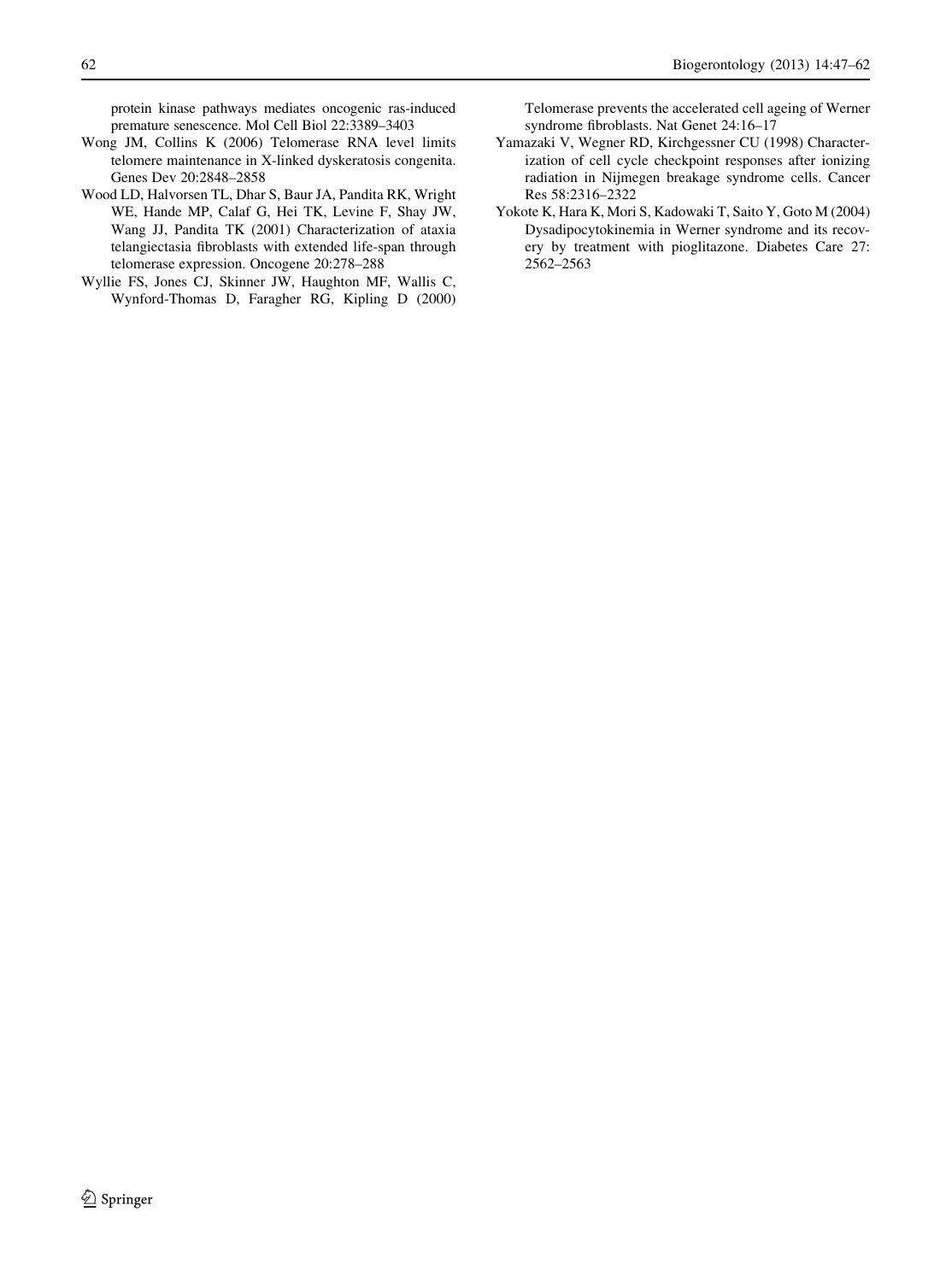protein kinase pathways mediates oncogenic ras-induced premature senescence. Mol Cell Biol 22:3389–3403

Wong JM, Collins K (2006) Telomerase RNA level limits telomere maintenance in X-linked dyskeratosis congenita. Genes Dev 20:2848–2858

Wood LD, Halvorsen TL, Dhar S, Baur JA, Pandita RK, Wright WE, Hande MP, Calaf G, Hei TK, Levine F, Shay JW, Wang JJ, Pandita TK (2001) Characterization of ataxia telangiectasia fibroblasts with extended life-span through telomerase expression. Oncogene 20:278–288

Wyllie FS, Jones CJ, Skinner JW, Haughton MF, Wallis C, Wynford-Thomas D, Faragher RG, Kipling D (2000) Telomerase prevents the accelerated cell ageing of Werner syndrome fibroblasts. Nat Genet 24:16–17

Yamazaki V, Wegner RD, Kirchgessner CU (1998) Characterization of cell cycle checkpoint responses after ionizing radiation in Nijmegen breakage syndrome cells. Cancer Res 58:2316–2322

Yokote K, Hara K, Mori S, Kadowaki T, Saito Y, Goto M (2004) Dysadipocytokinemia in Werner syndrome and its recovery by treatment with pioglitazone. Diabetes Care 27: 2562–2563